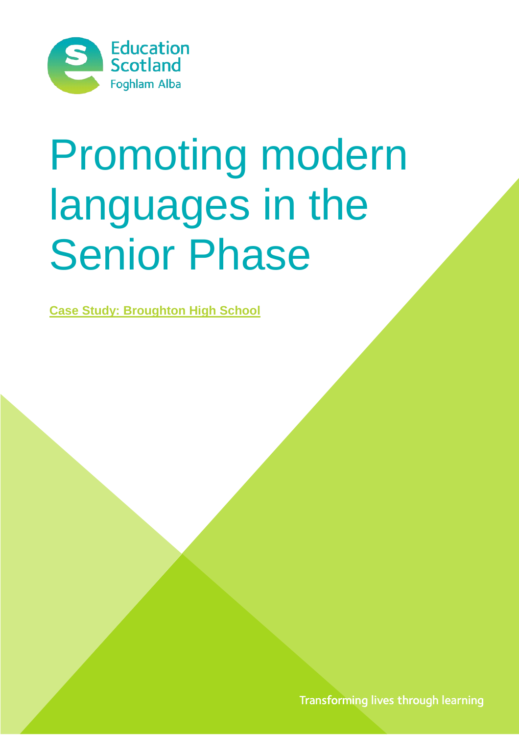Education Scotland
Foghlam Alba

# Promoting modern languages in the Senior Phase

**Case Study: Broughton High School**

Transforming lives through learning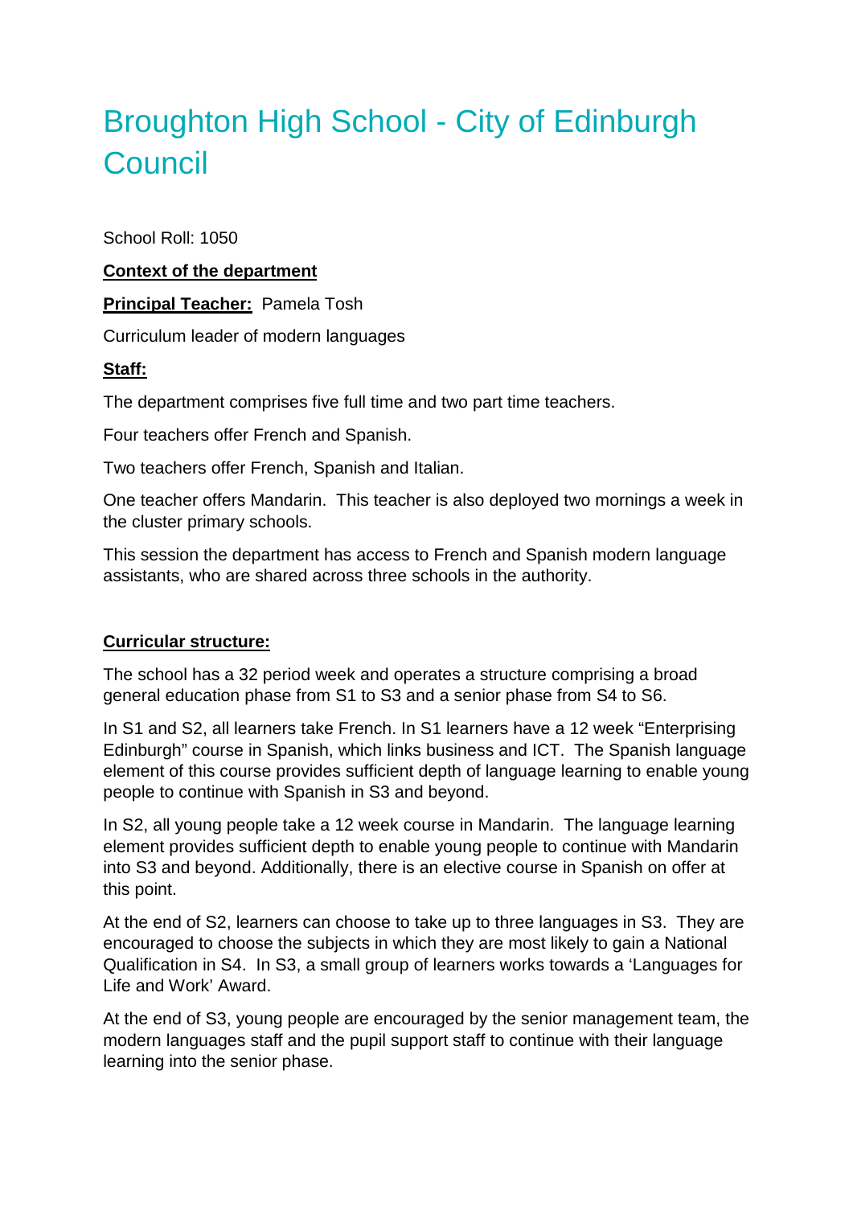# Broughton High School - City of Edinburgh Council

School Roll: 1050

**Context of the department**

**Principal Teacher:** Pamela Tosh

Curriculum leader of modern languages

**Staff:**

The department comprises five full time and two part time teachers.

Four teachers offer French and Spanish.

Two teachers offer French, Spanish and Italian.

One teacher offers Mandarin. This teacher is also deployed two mornings a week in the cluster primary schools.

This session the department has access to French and Spanish modern language assistants, who are shared across three schools in the authority.

**Curricular structure:**

The school has a 32 period week and operates a structure comprising a broad general education phase from S1 to S3 and a senior phase from S4 to S6.

In S1 and S2, all learners take French. In S1 learners have a 12 week "Enterprising Edinburgh" course in Spanish, which links business and ICT. The Spanish language element of this course provides sufficient depth of language learning to enable young people to continue with Spanish in S3 and beyond.

In S2, all young people take a 12 week course in Mandarin. The language learning element provides sufficient depth to enable young people to continue with Mandarin into S3 and beyond. Additionally, there is an elective course in Spanish on offer at this point.

At the end of S2, learners can choose to take up to three languages in S3. They are encouraged to choose the subjects in which they are most likely to gain a National Qualification in S4. In S3, a small group of learners works towards a 'Languages for Life and Work' Award.

At the end of S3, young people are encouraged by the senior management team, the modern languages staff and the pupil support staff to continue with their language learning into the senior phase.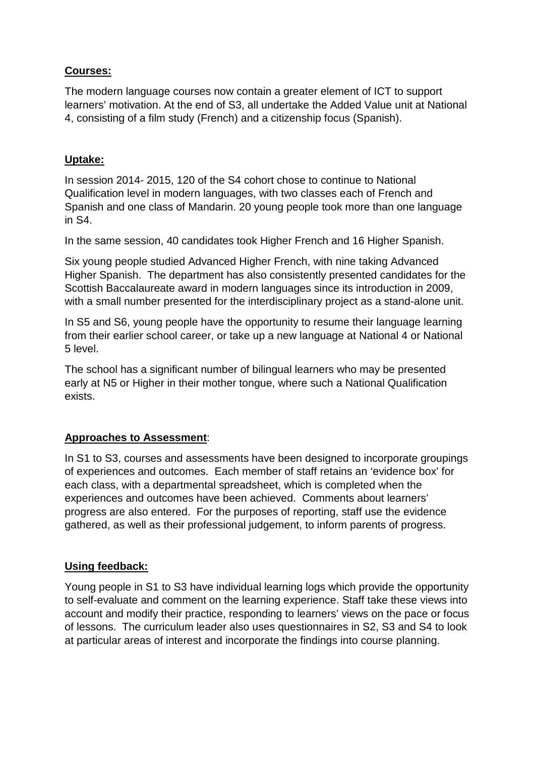**Courses:**

The modern language courses now contain a greater element of ICT to support learners' motivation. At the end of S3, all undertake the Added Value unit at National 4, consisting of a film study (French) and a citizenship focus (Spanish).

**Uptake:**

In session 2014- 2015, 120 of the S4 cohort chose to continue to National Qualification level in modern languages, with two classes each of French and Spanish and one class of Mandarin. 20 young people took more than one language in S4.

In the same session, 40 candidates took Higher French and 16 Higher Spanish.

Six young people studied Advanced Higher French, with nine taking Advanced Higher Spanish. The department has also consistently presented candidates for the Scottish Baccalaureate award in modern languages since its introduction in 2009, with a small number presented for the interdisciplinary project as a stand-alone unit.

In S5 and S6, young people have the opportunity to resume their language learning from their earlier school career, or take up a new language at National 4 or National 5 level.

The school has a significant number of bilingual learners who may be presented early at N5 or Higher in their mother tongue, where such a National Qualification exists.

**Approaches to Assessment**:

In S1 to S3, courses and assessments have been designed to incorporate groupings of experiences and outcomes. Each member of staff retains an 'evidence box' for each class, with a departmental spreadsheet, which is completed when the experiences and outcomes have been achieved. Comments about learners' progress are also entered. For the purposes of reporting, staff use the evidence gathered, as well as their professional judgement, to inform parents of progress.

**Using feedback:**

Young people in S1 to S3 have individual learning logs which provide the opportunity to self-evaluate and comment on the learning experience. Staff take these views into account and modify their practice, responding to learners' views on the pace or focus of lessons. The curriculum leader also uses questionnaires in S2, S3 and S4 to look at particular areas of interest and incorporate the findings into course planning.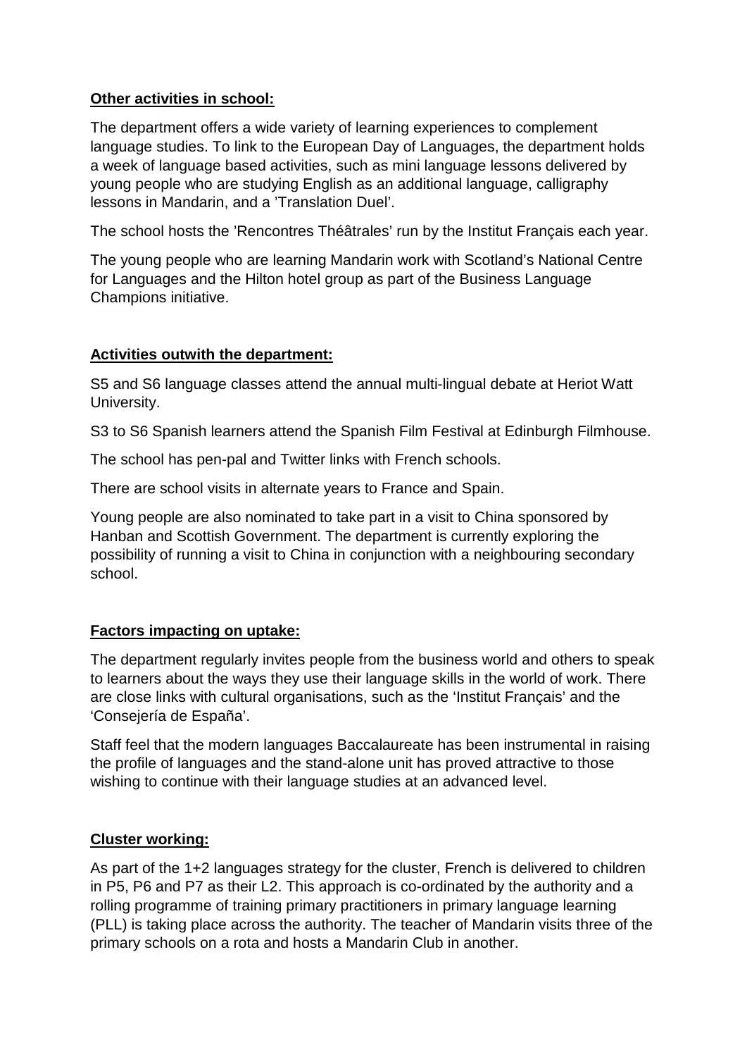**Other activities in school:**

The department offers a wide variety of learning experiences to complement language studies. To link to the European Day of Languages, the department holds a week of language based activities, such as mini language lessons delivered by young people who are studying English as an additional language, calligraphy lessons in Mandarin, and a 'Translation Duel'.

The school hosts the 'Rencontres Théâtrales' run by the Institut Français each year.

The young people who are learning Mandarin work with Scotland's National Centre for Languages and the Hilton hotel group as part of the Business Language Champions initiative.

**Activities outwith the department:**

S5 and S6 language classes attend the annual multi-lingual debate at Heriot Watt University.

S3 to S6 Spanish learners attend the Spanish Film Festival at Edinburgh Filmhouse.

The school has pen-pal and Twitter links with French schools.

There are school visits in alternate years to France and Spain.

Young people are also nominated to take part in a visit to China sponsored by Hanban and Scottish Government. The department is currently exploring the possibility of running a visit to China in conjunction with a neighbouring secondary school.

**Factors impacting on uptake:**

The department regularly invites people from the business world and others to speak to learners about the ways they use their language skills in the world of work. There are close links with cultural organisations, such as the 'Institut Français' and the 'Consejería de España'.

Staff feel that the modern languages Baccalaureate has been instrumental in raising the profile of languages and the stand-alone unit has proved attractive to those wishing to continue with their language studies at an advanced level.

**Cluster working:**

As part of the 1+2 languages strategy for the cluster, French is delivered to children in P5, P6 and P7 as their L2. This approach is co-ordinated by the authority and a rolling programme of training primary practitioners in primary language learning (PLL) is taking place across the authority. The teacher of Mandarin visits three of the primary schools on a rota and hosts a Mandarin Club in another.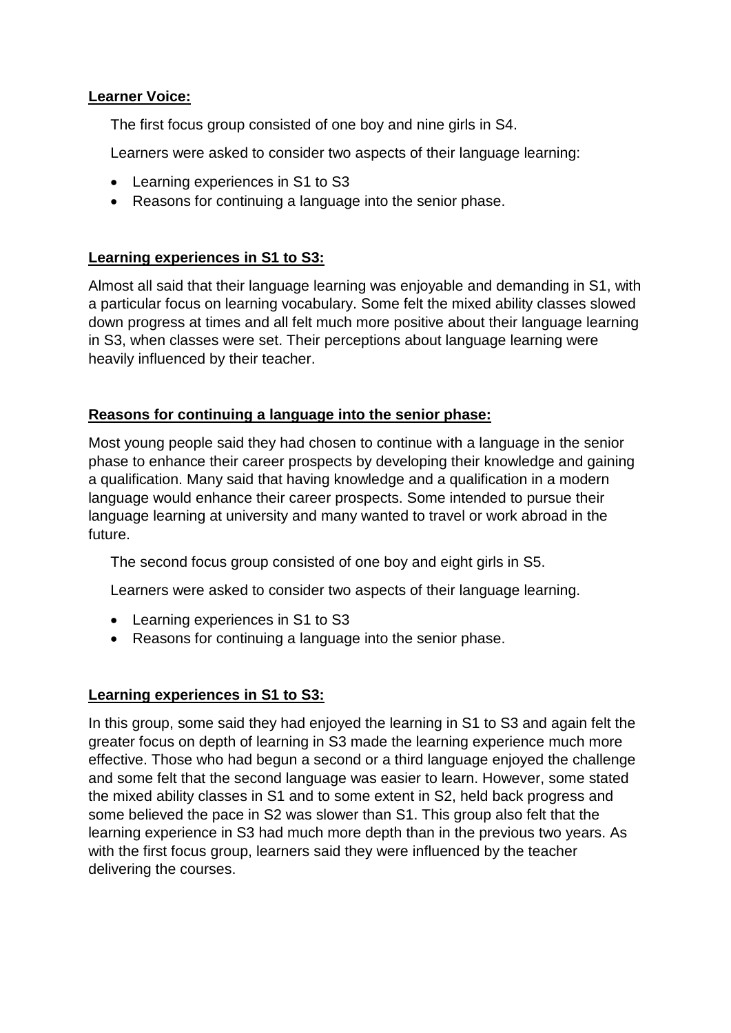**Learner Voice:**

The first focus group consisted of one boy and nine girls in S4.

Learners were asked to consider two aspects of their language learning:

- Learning experiences in S1 to S3
- Reasons for continuing a language into the senior phase.

**Learning experiences in S1 to S3:**

Almost all said that their language learning was enjoyable and demanding in S1, with a particular focus on learning vocabulary. Some felt the mixed ability classes slowed down progress at times and all felt much more positive about their language learning in S3, when classes were set. Their perceptions about language learning were heavily influenced by their teacher.

**Reasons for continuing a language into the senior phase:**

Most young people said they had chosen to continue with a language in the senior phase to enhance their career prospects by developing their knowledge and gaining a qualification. Many said that having knowledge and a qualification in a modern language would enhance their career prospects. Some intended to pursue their language learning at university and many wanted to travel or work abroad in the future.

The second focus group consisted of one boy and eight girls in S5.

Learners were asked to consider two aspects of their language learning.

- Learning experiences in S1 to S3
- Reasons for continuing a language into the senior phase.

**Learning experiences in S1 to S3:**

In this group, some said they had enjoyed the learning in S1 to S3 and again felt the greater focus on depth of learning in S3 made the learning experience much more effective. Those who had begun a second or a third language enjoyed the challenge and some felt that the second language was easier to learn. However, some stated the mixed ability classes in S1 and to some extent in S2, held back progress and some believed the pace in S2 was slower than S1. This group also felt that the learning experience in S3 had much more depth than in the previous two years. As with the first focus group, learners said they were influenced by the teacher delivering the courses.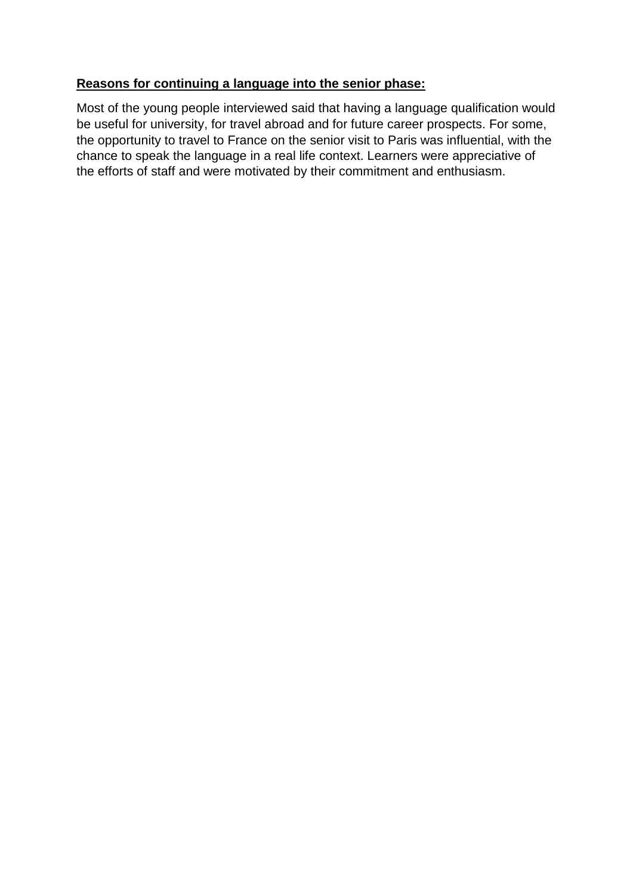**Reasons for continuing a language into the senior phase:**

Most of the young people interviewed said that having a language qualification would be useful for university, for travel abroad and for future career prospects. For some, the opportunity to travel to France on the senior visit to Paris was influential, with the chance to speak the language in a real life context. Learners were appreciative of the efforts of staff and were motivated by their commitment and enthusiasm.